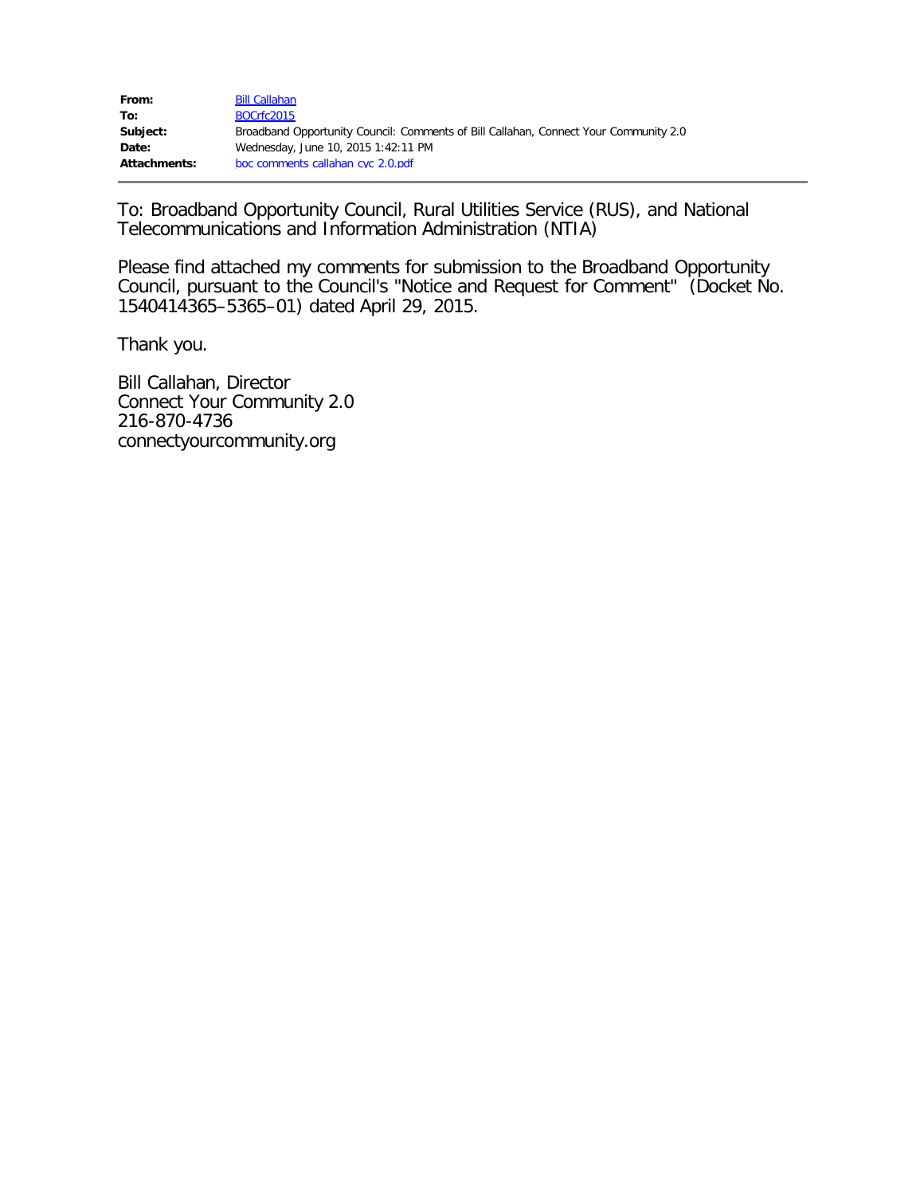| | |
|---|---|
| **From:** | Bill Callahan |
| **To:** | BOCrfc2015 |
| **Subject:** | Broadband Opportunity Council: Comments of Bill Callahan, Connect Your Community 2.0 |
| **Date:** | Wednesday, June 10, 2015 1:42:11 PM |
| **Attachments:** | boc comments callahan cyc 2.0.pdf |

---

To: Broadband Opportunity Council, Rural Utilities Service (RUS), and National Telecommunications and Information Administration (NTIA)

Please find attached my comments for submission to the Broadband Opportunity Council, pursuant to the Council's "Notice and Request for Comment" (Docket No. 1540414365–5365–01) dated April 29, 2015.

Thank you.

Bill Callahan, Director
Connect Your Community 2.0
216-870-4736
connectyourcommunity.org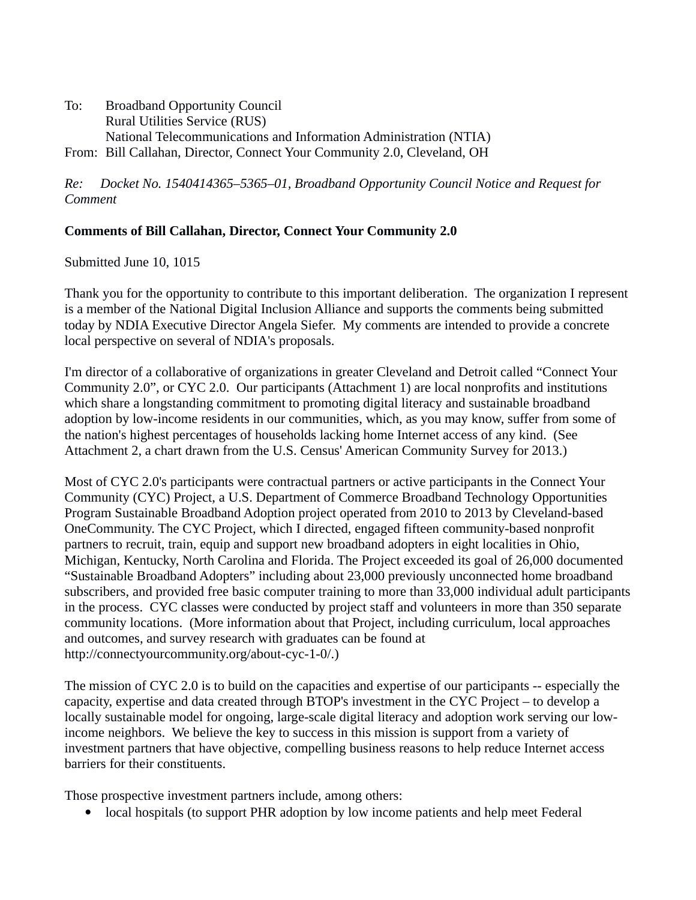To: Broadband Opportunity Council
Rural Utilities Service (RUS)
National Telecommunications and Information Administration (NTIA)
From: Bill Callahan, Director, Connect Your Community 2.0, Cleveland, OH

*Re: Docket No. 1540414365–5365–01, Broadband Opportunity Council Notice and Request for Comment*

**Comments of Bill Callahan, Director, Connect Your Community 2.0**

Submitted June 10, 1015

Thank you for the opportunity to contribute to this important deliberation. The organization I represent is a member of the National Digital Inclusion Alliance and supports the comments being submitted today by NDIA Executive Director Angela Siefer. My comments are intended to provide a concrete local perspective on several of NDIA's proposals.

I'm director of a collaborative of organizations in greater Cleveland and Detroit called "Connect Your Community 2.0", or CYC 2.0. Our participants (Attachment 1) are local nonprofits and institutions which share a longstanding commitment to promoting digital literacy and sustainable broadband adoption by low-income residents in our communities, which, as you may know, suffer from some of the nation's highest percentages of households lacking home Internet access of any kind. (See Attachment 2, a chart drawn from the U.S. Census' American Community Survey for 2013.)

Most of CYC 2.0's participants were contractual partners or active participants in the Connect Your Community (CYC) Project, a U.S. Department of Commerce Broadband Technology Opportunities Program Sustainable Broadband Adoption project operated from 2010 to 2013 by Cleveland-based OneCommunity. The CYC Project, which I directed, engaged fifteen community-based nonprofit partners to recruit, train, equip and support new broadband adopters in eight localities in Ohio, Michigan, Kentucky, North Carolina and Florida. The Project exceeded its goal of 26,000 documented "Sustainable Broadband Adopters" including about 23,000 previously unconnected home broadband subscribers, and provided free basic computer training to more than 33,000 individual adult participants in the process. CYC classes were conducted by project staff and volunteers in more than 350 separate community locations. (More information about that Project, including curriculum, local approaches and outcomes, and survey research with graduates can be found at http://connectyourcommunity.org/about-cyc-1-0/.)

The mission of CYC 2.0 is to build on the capacities and expertise of our participants -- especially the capacity, expertise and data created through BTOP's investment in the CYC Project – to develop a locally sustainable model for ongoing, large-scale digital literacy and adoption work serving our low-income neighbors. We believe the key to success in this mission is support from a variety of investment partners that have objective, compelling business reasons to help reduce Internet access barriers for their constituents.

Those prospective investment partners include, among others:

- local hospitals (to support PHR adoption by low income patients and help meet Federal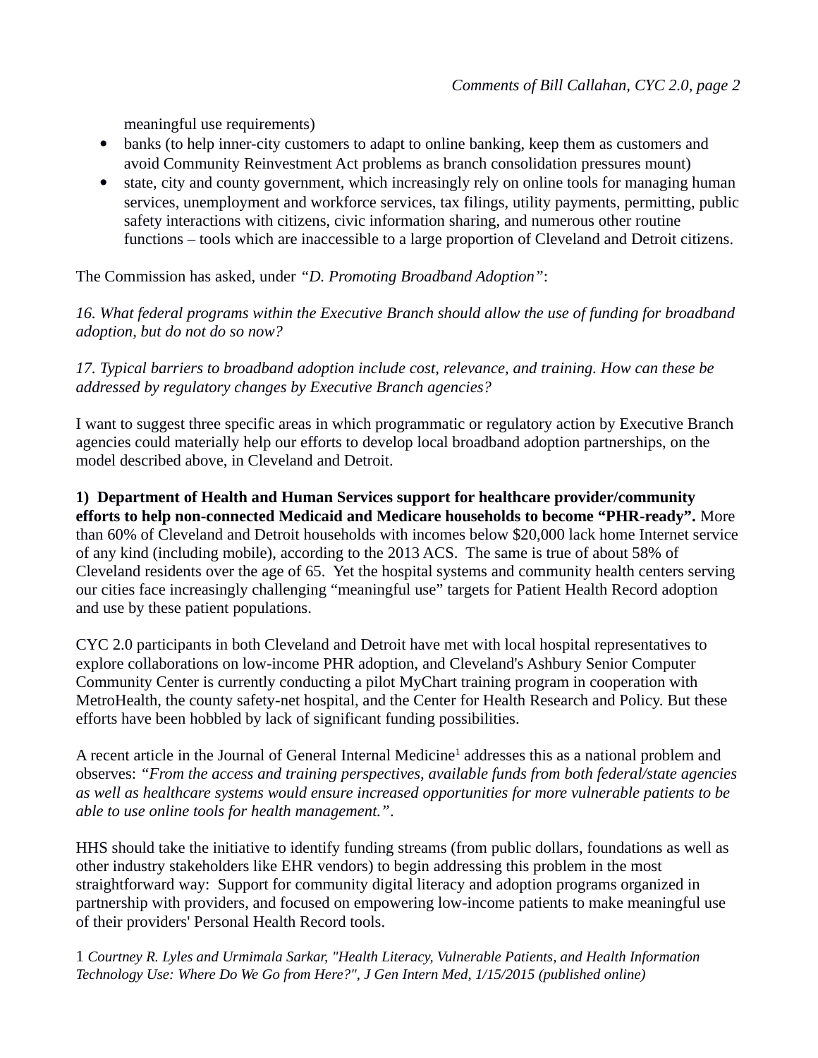meaningful use requirements)

- banks (to help inner-city customers to adapt to online banking, keep them as customers and avoid Community Reinvestment Act problems as branch consolidation pressures mount)
- state, city and county government, which increasingly rely on online tools for managing human services, unemployment and workforce services, tax filings, utility payments, permitting, public safety interactions with citizens, civic information sharing, and numerous other routine functions – tools which are inaccessible to a large proportion of Cleveland and Detroit citizens.

The Commission has asked, under *"D. Promoting Broadband Adoption"*:

*16. What federal programs within the Executive Branch should allow the use of funding for broadband adoption, but do not do so now?*

*17. Typical barriers to broadband adoption include cost, relevance, and training. How can these be addressed by regulatory changes by Executive Branch agencies?*

I want to suggest three specific areas in which programmatic or regulatory action by Executive Branch agencies could materially help our efforts to develop local broadband adoption partnerships, on the model described above, in Cleveland and Detroit.

**1) Department of Health and Human Services support for healthcare provider/community efforts to help non-connected Medicaid and Medicare households to become "PHR-ready".** More than 60% of Cleveland and Detroit households with incomes below $20,000 lack home Internet service of any kind (including mobile), according to the 2013 ACS. The same is true of about 58% of Cleveland residents over the age of 65. Yet the hospital systems and community health centers serving our cities face increasingly challenging "meaningful use" targets for Patient Health Record adoption and use by these patient populations.

CYC 2.0 participants in both Cleveland and Detroit have met with local hospital representatives to explore collaborations on low-income PHR adoption, and Cleveland's Ashbury Senior Computer Community Center is currently conducting a pilot MyChart training program in cooperation with MetroHealth, the county safety-net hospital, and the Center for Health Research and Policy. But these efforts have been hobbled by lack of significant funding possibilities.

A recent article in the Journal of General Internal Medicine[1] addresses this as a national problem and observes: *"From the access and training perspectives, available funds from both federal/state agencies as well as healthcare systems would ensure increased opportunities for more vulnerable patients to be able to use online tools for health management."*.

HHS should take the initiative to identify funding streams (from public dollars, foundations as well as other industry stakeholders like EHR vendors) to begin addressing this problem in the most straightforward way: Support for community digital literacy and adoption programs organized in partnership with providers, and focused on empowering low-income patients to make meaningful use of their providers' Personal Health Record tools.

1 *Courtney R. Lyles and Urmimala Sarkar, "Health Literacy, Vulnerable Patients, and Health Information Technology Use: Where Do We Go from Here?", J Gen Intern Med, 1/15/2015 (published online)*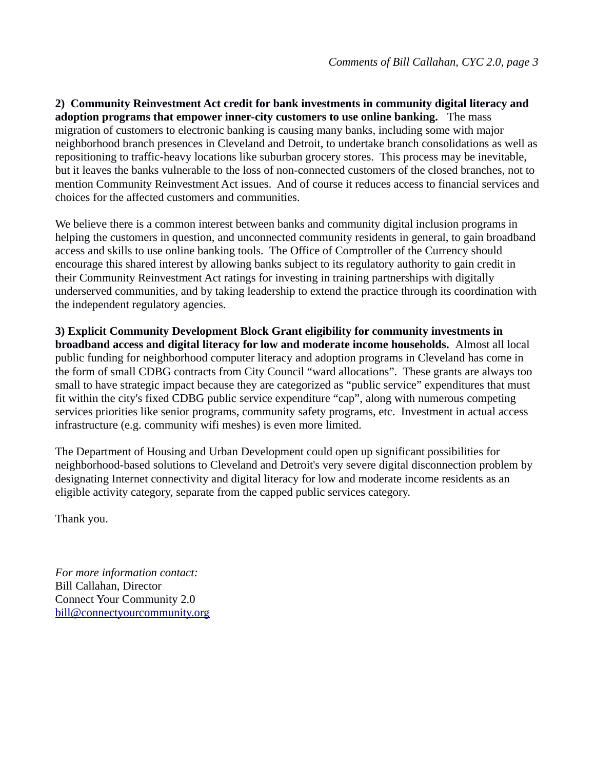**2) Community Reinvestment Act credit for bank investments in community digital literacy and adoption programs that empower inner-city customers to use online banking.** The mass migration of customers to electronic banking is causing many banks, including some with major neighborhood branch presences in Cleveland and Detroit, to undertake branch consolidations as well as repositioning to traffic-heavy locations like suburban grocery stores. This process may be inevitable, but it leaves the banks vulnerable to the loss of non-connected customers of the closed branches, not to mention Community Reinvestment Act issues. And of course it reduces access to financial services and choices for the affected customers and communities.

We believe there is a common interest between banks and community digital inclusion programs in helping the customers in question, and unconnected community residents in general, to gain broadband access and skills to use online banking tools. The Office of Comptroller of the Currency should encourage this shared interest by allowing banks subject to its regulatory authority to gain credit in their Community Reinvestment Act ratings for investing in training partnerships with digitally underserved communities, and by taking leadership to extend the practice through its coordination with the independent regulatory agencies.

**3) Explicit Community Development Block Grant eligibility for community investments in broadband access and digital literacy for low and moderate income households.** Almost all local public funding for neighborhood computer literacy and adoption programs in Cleveland has come in the form of small CDBG contracts from City Council "ward allocations". These grants are always too small to have strategic impact because they are categorized as "public service" expenditures that must fit within the city's fixed CDBG public service expenditure "cap", along with numerous competing services priorities like senior programs, community safety programs, etc. Investment in actual access infrastructure (e.g. community wifi meshes) is even more limited.

The Department of Housing and Urban Development could open up significant possibilities for neighborhood-based solutions to Cleveland and Detroit's very severe digital disconnection problem by designating Internet connectivity and digital literacy for low and moderate income residents as an eligible activity category, separate from the capped public services category.

Thank you.

*For more information contact:*
Bill Callahan, Director
Connect Your Community 2.0
bill@connectyourcommunity.org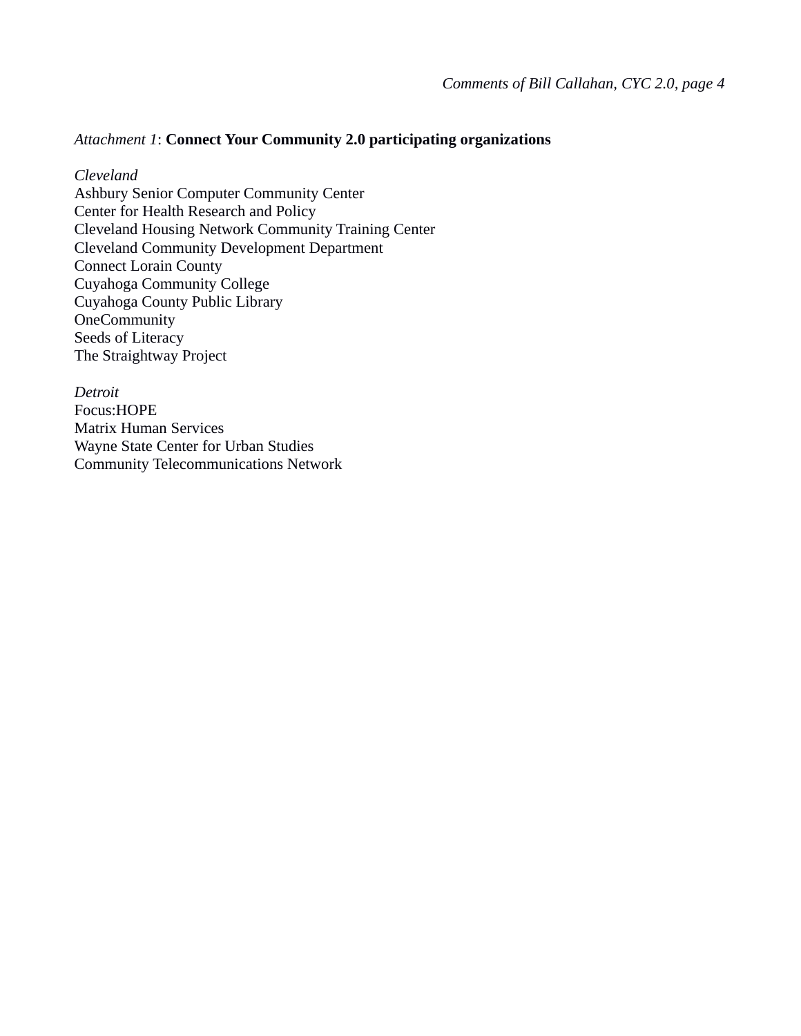*Attachment 1*: **Connect Your Community 2.0 participating organizations**

*Cleveland*
Ashbury Senior Computer Community Center
Center for Health Research and Policy
Cleveland Housing Network Community Training Center
Cleveland Community Development Department
Connect Lorain County
Cuyahoga Community College
Cuyahoga County Public Library
OneCommunity
Seeds of Literacy
The Straightway Project

*Detroit*
Focus:HOPE
Matrix Human Services
Wayne State Center for Urban Studies
Community Telecommunications Network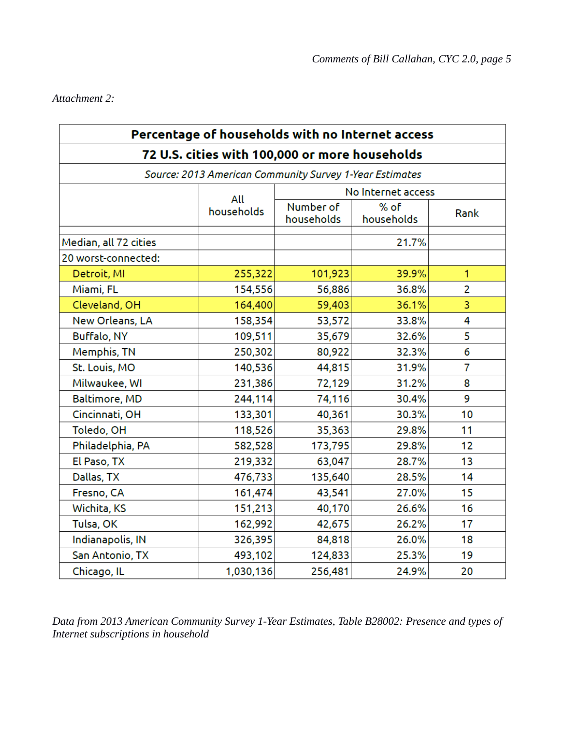*Attachment 2:*

| Percentage of households with no Internet access<br>72 U.S. cities with 100,000 or more households<br>*Source: 2013 American Community Survey 1-Year Estimates* | | | | |
|---|---|---|---|---|
| | All households | No Internet access | | |
| | | Number of households | % of households | Rank |
| Median, all 72 cities | | | 21.7% | |
| 20 worst-connected: | | | | |
| Detroit, MI | 255,322 | 101,923 | 39.9% | 1 |
| Miami, FL | 154,556 | 56,886 | 36.8% | 2 |
| Cleveland, OH | 164,400 | 59,403 | 36.1% | 3 |
| New Orleans, LA | 158,354 | 53,572 | 33.8% | 4 |
| Buffalo, NY | 109,511 | 35,679 | 32.6% | 5 |
| Memphis, TN | 250,302 | 80,922 | 32.3% | 6 |
| St. Louis, MO | 140,536 | 44,815 | 31.9% | 7 |
| Milwaukee, WI | 231,386 | 72,129 | 31.2% | 8 |
| Baltimore, MD | 244,114 | 74,116 | 30.4% | 9 |
| Cincinnati, OH | 133,301 | 40,361 | 30.3% | 10 |
| Toledo, OH | 118,526 | 35,363 | 29.8% | 11 |
| Philadelphia, PA | 582,528 | 173,795 | 29.8% | 12 |
| El Paso, TX | 219,332 | 63,047 | 28.7% | 13 |
| Dallas, TX | 476,733 | 135,640 | 28.5% | 14 |
| Fresno, CA | 161,474 | 43,541 | 27.0% | 15 |
| Wichita, KS | 151,213 | 40,170 | 26.6% | 16 |
| Tulsa, OK | 162,992 | 42,675 | 26.2% | 17 |
| Indianapolis, IN | 326,395 | 84,818 | 26.0% | 18 |
| San Antonio, TX | 493,102 | 124,833 | 25.3% | 19 |
| Chicago, IL | 1,030,136 | 256,481 | 24.9% | 20 |

*Data from 2013 American Community Survey 1-Year Estimates, Table B28002: Presence and types of Internet subscriptions in household*